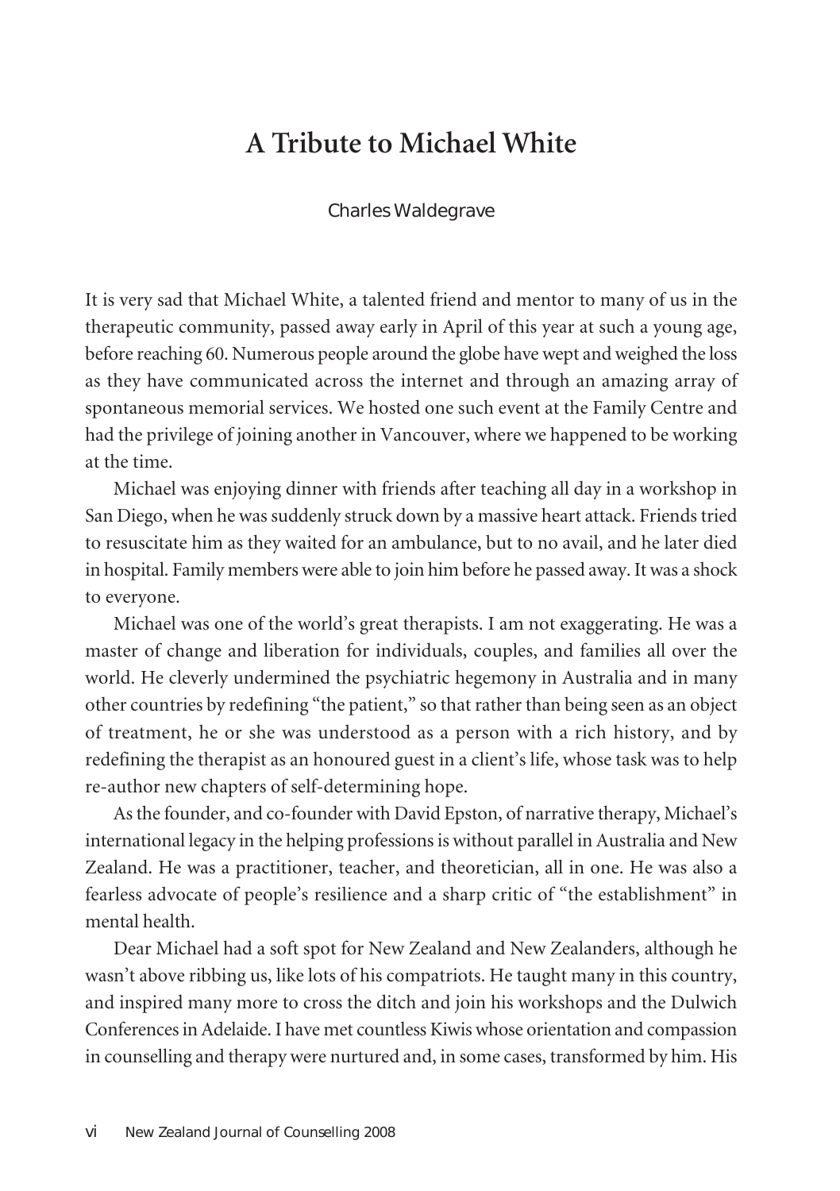# A Tribute to Michael White

Charles Waldegrave

It is very sad that Michael White, a talented friend and mentor to many of us in the therapeutic community, passed away early in April of this year at such a young age, before reaching 60. Numerous people around the globe have wept and weighed the loss as they have communicated across the internet and through an amazing array of spontaneous memorial services. We hosted one such event at the Family Centre and had the privilege of joining another in Vancouver, where we happened to be working at the time.

Michael was enjoying dinner with friends after teaching all day in a workshop in San Diego, when he was suddenly struck down by a massive heart attack. Friends tried to resuscitate him as they waited for an ambulance, but to no avail, and he later died in hospital. Family members were able to join him before he passed away. It was a shock to everyone.

Michael was one of the world's great therapists. I am not exaggerating. He was a master of change and liberation for individuals, couples, and families all over the world. He cleverly undermined the psychiatric hegemony in Australia and in many other countries by redefining "the patient," so that rather than being seen as an object of treatment, he or she was understood as a person with a rich history, and by redefining the therapist as an honoured guest in a client's life, whose task was to help re-author new chapters of self-determining hope.

As the founder, and co-founder with David Epston, of narrative therapy, Michael's international legacy in the helping professions is without parallel in Australia and New Zealand. He was a practitioner, teacher, and theoretician, all in one. He was also a fearless advocate of people's resilience and a sharp critic of "the establishment" in mental health.

Dear Michael had a soft spot for New Zealand and New Zealanders, although he wasn't above ribbing us, like lots of his compatriots. He taught many in this country, and inspired many more to cross the ditch and join his workshops and the Dulwich Conferences in Adelaide. I have met countless Kiwis whose orientation and compassion in counselling and therapy were nurtured and, in some cases, transformed by him. His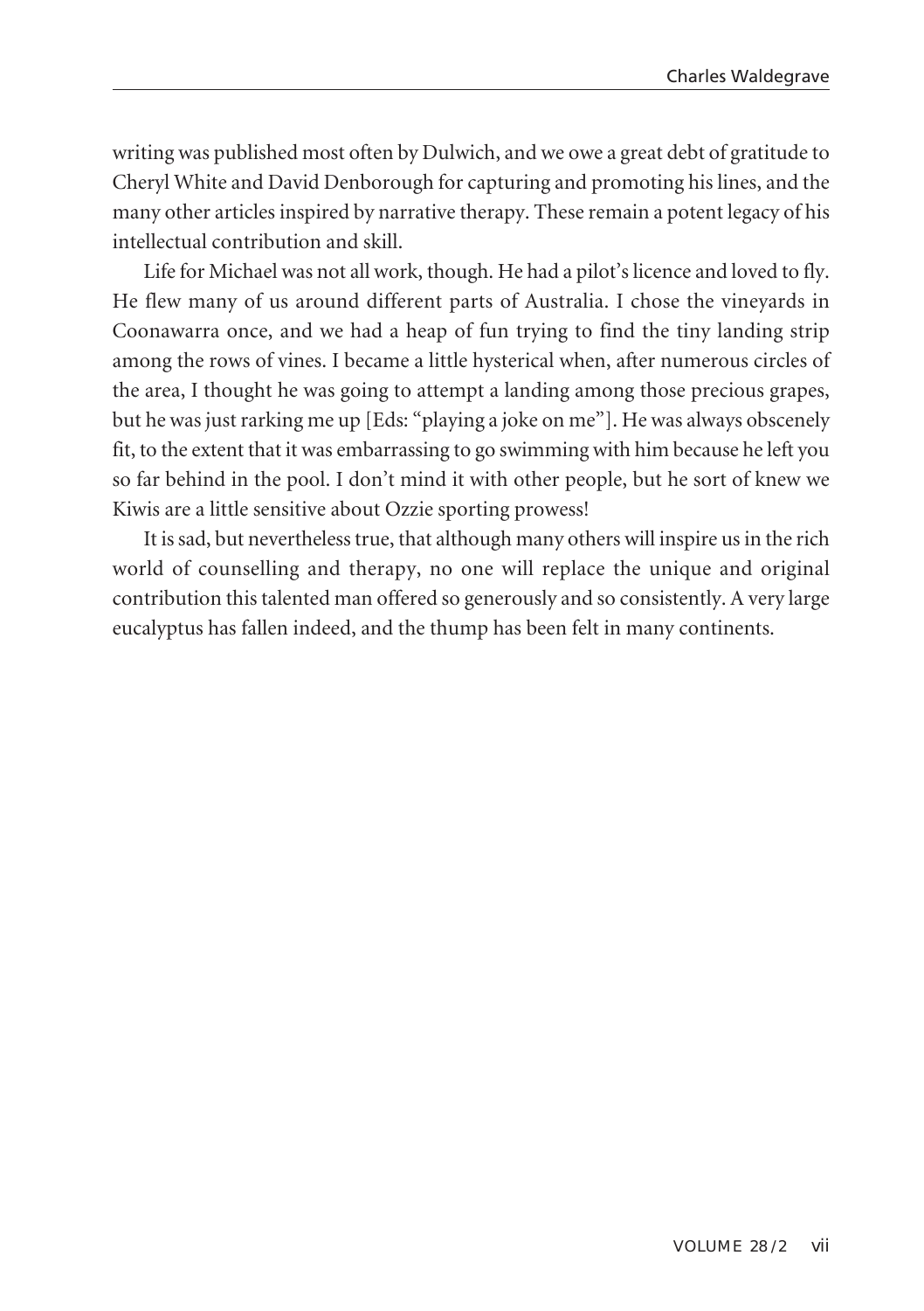writing was published most often by Dulwich, and we owe a great debt of gratitude to Cheryl White and David Denborough for capturing and promoting his lines, and the many other articles inspired by narrative therapy. These remain a potent legacy of his intellectual contribution and skill.

Life for Michael was not all work, though. He had a pilot's licence and loved to fly. He flew many of us around different parts of Australia. I chose the vineyards in Coonawarra once, and we had a heap of fun trying to find the tiny landing strip among the rows of vines. I became a little hysterical when, after numerous circles of the area, I thought he was going to attempt a landing among those precious grapes, but he was just rarking me up [Eds: "playing a joke on me"]. He was always obscenely fit, to the extent that it was embarrassing to go swimming with him because he left you so far behind in the pool. I don't mind it with other people, but he sort of knew we Kiwis are a little sensitive about Ozzie sporting prowess!

It is sad, but nevertheless true, that although many others will inspire us in the rich world of counselling and therapy, no one will replace the unique and original contribution this talented man offered so generously and so consistently. A very large eucalyptus has fallen indeed, and the thump has been felt in many continents.